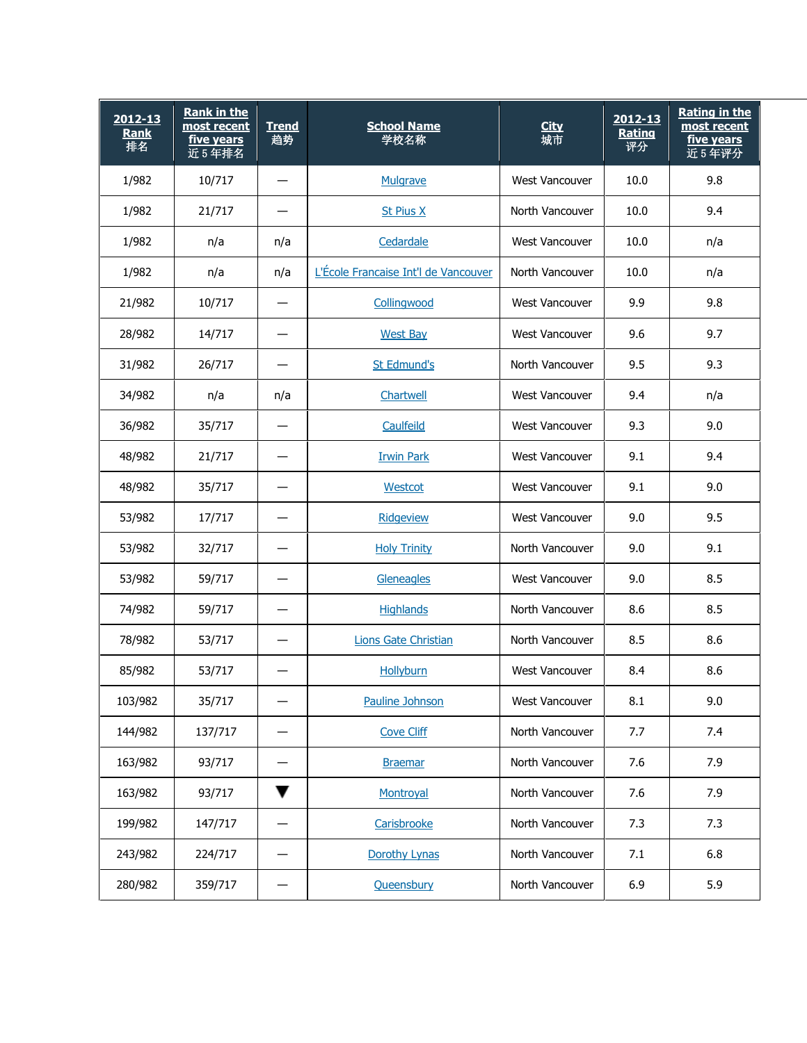| 2012-13 Rank 排名 | Rank in the most recent five years 近 5 年排名 | Trend 趋势 | School Name 学校名称 | City 城市 | 2012-13 Rating 评分 | Rating in the most recent five years 近 5 年评分 |
|---|---|---|---|---|---|---|
| 1/982 | 10/717 | — | Mulgrave | West Vancouver | 10.0 | 9.8 |
| 1/982 | 21/717 | — | St Pius X | North Vancouver | 10.0 | 9.4 |
| 1/982 | n/a | n/a | Cedardale | West Vancouver | 10.0 | n/a |
| 1/982 | n/a | n/a | L'École Francaise Int'l de Vancouver | North Vancouver | 10.0 | n/a |
| 21/982 | 10/717 | — | Collingwood | West Vancouver | 9.9 | 9.8 |
| 28/982 | 14/717 | — | West Bay | West Vancouver | 9.6 | 9.7 |
| 31/982 | 26/717 | — | St Edmund's | North Vancouver | 9.5 | 9.3 |
| 34/982 | n/a | n/a | Chartwell | West Vancouver | 9.4 | n/a |
| 36/982 | 35/717 | — | Caulfeild | West Vancouver | 9.3 | 9.0 |
| 48/982 | 21/717 | — | Irwin Park | West Vancouver | 9.1 | 9.4 |
| 48/982 | 35/717 | — | Westcot | West Vancouver | 9.1 | 9.0 |
| 53/982 | 17/717 | — | Ridgeview | West Vancouver | 9.0 | 9.5 |
| 53/982 | 32/717 | — | Holy Trinity | North Vancouver | 9.0 | 9.1 |
| 53/982 | 59/717 | — | Gleneagles | West Vancouver | 9.0 | 8.5 |
| 74/982 | 59/717 | — | Highlands | North Vancouver | 8.6 | 8.5 |
| 78/982 | 53/717 | — | Lions Gate Christian | North Vancouver | 8.5 | 8.6 |
| 85/982 | 53/717 | — | Hollyburn | West Vancouver | 8.4 | 8.6 |
| 103/982 | 35/717 | — | Pauline Johnson | West Vancouver | 8.1 | 9.0 |
| 144/982 | 137/717 | — | Cove Cliff | North Vancouver | 7.7 | 7.4 |
| 163/982 | 93/717 | — | Braemar | North Vancouver | 7.6 | 7.9 |
| 163/982 | 93/717 | ▼ | Montroyal | North Vancouver | 7.6 | 7.9 |
| 199/982 | 147/717 | — | Carisbrooke | North Vancouver | 7.3 | 7.3 |
| 243/982 | 224/717 | — | Dorothy Lynas | North Vancouver | 7.1 | 6.8 |
| 280/982 | 359/717 | — | Queensbury | North Vancouver | 6.9 | 5.9 |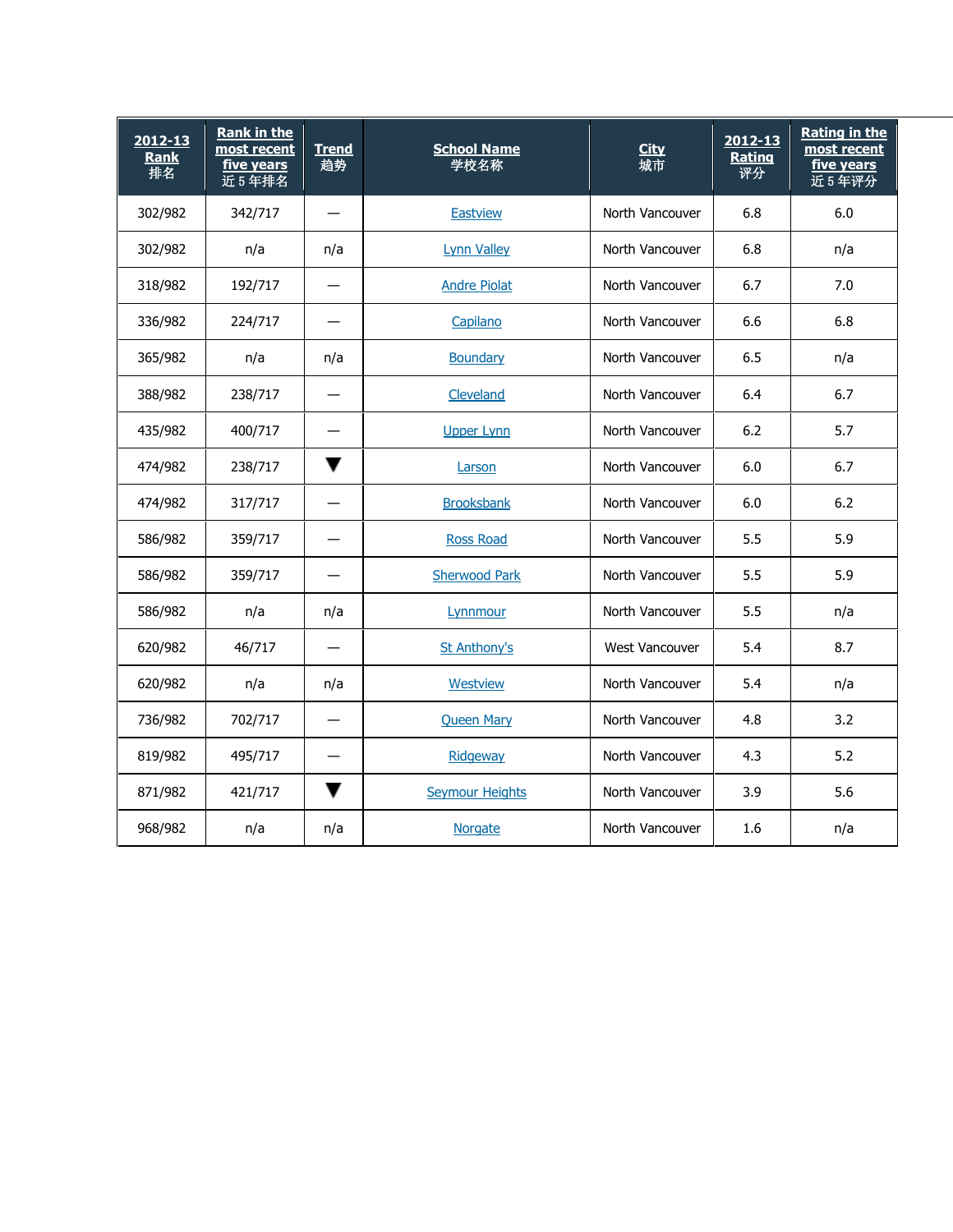| 2012-13 Rank 排名 | Rank in the most recent five years 近 5 年排名 | Trend 趋势 | School Name 学校名称 | City 城市 | 2012-13 Rating 评分 | Rating in the most recent five years 近 5 年评分 |
|---|---|---|---|---|---|---|
| 302/982 | 342/717 | — | Eastview | North Vancouver | 6.8 | 6.0 |
| 302/982 | n/a | n/a | Lynn Valley | North Vancouver | 6.8 | n/a |
| 318/982 | 192/717 | — | Andre Piolat | North Vancouver | 6.7 | 7.0 |
| 336/982 | 224/717 | — | Capilano | North Vancouver | 6.6 | 6.8 |
| 365/982 | n/a | n/a | Boundary | North Vancouver | 6.5 | n/a |
| 388/982 | 238/717 | — | Cleveland | North Vancouver | 6.4 | 6.7 |
| 435/982 | 400/717 | — | Upper Lynn | North Vancouver | 6.2 | 5.7 |
| 474/982 | 238/717 | ▼ | Larson | North Vancouver | 6.0 | 6.7 |
| 474/982 | 317/717 | — | Brooksbank | North Vancouver | 6.0 | 6.2 |
| 586/982 | 359/717 | — | Ross Road | North Vancouver | 5.5 | 5.9 |
| 586/982 | 359/717 | — | Sherwood Park | North Vancouver | 5.5 | 5.9 |
| 586/982 | n/a | n/a | Lynnmour | North Vancouver | 5.5 | n/a |
| 620/982 | 46/717 | — | St Anthony's | West Vancouver | 5.4 | 8.7 |
| 620/982 | n/a | n/a | Westview | North Vancouver | 5.4 | n/a |
| 736/982 | 702/717 | — | Queen Mary | North Vancouver | 4.8 | 3.2 |
| 819/982 | 495/717 | — | Ridgeway | North Vancouver | 4.3 | 5.2 |
| 871/982 | 421/717 | ▼ | Seymour Heights | North Vancouver | 3.9 | 5.6 |
| 968/982 | n/a | n/a | Norgate | North Vancouver | 1.6 | n/a |